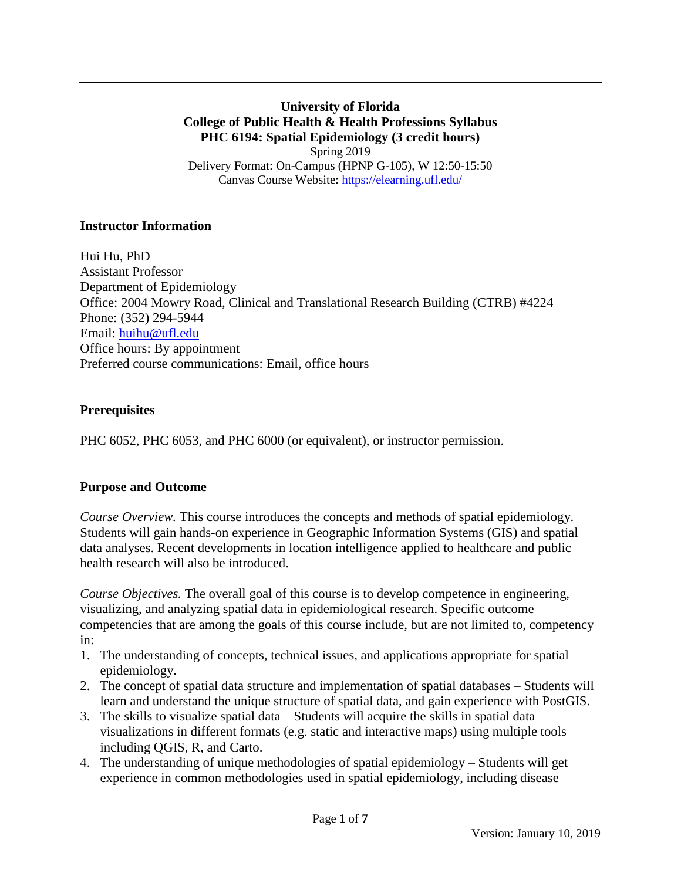**University of Florida**
**College of Public Health & Health Professions Syllabus**
**PHC 6194: Spatial Epidemiology (3 credit hours)**
Spring 2019
Delivery Format: On-Campus (HPNP G-105), W 12:50-15:50
Canvas Course Website: https://elearning.ufl.edu/

---

### Instructor Information

Hui Hu, PhD
Assistant Professor
Department of Epidemiology
Office: 2004 Mowry Road, Clinical and Translational Research Building (CTRB) #4224
Phone: (352) 294-5944
Email: huihu@ufl.edu
Office hours: By appointment
Preferred course communications: Email, office hours

### Prerequisites

PHC 6052, PHC 6053, and PHC 6000 (or equivalent), or instructor permission.

### Purpose and Outcome

*Course Overview.* This course introduces the concepts and methods of spatial epidemiology. Students will gain hands-on experience in Geographic Information Systems (GIS) and spatial data analyses. Recent developments in location intelligence applied to healthcare and public health research will also be introduced.

*Course Objectives.* The overall goal of this course is to develop competence in engineering, visualizing, and analyzing spatial data in epidemiological research. Specific outcome competencies that are among the goals of this course include, but are not limited to, competency in:

1. The understanding of concepts, technical issues, and applications appropriate for spatial epidemiology.
2. The concept of spatial data structure and implementation of spatial databases – Students will learn and understand the unique structure of spatial data, and gain experience with PostGIS.
3. The skills to visualize spatial data – Students will acquire the skills in spatial data visualizations in different formats (e.g. static and interactive maps) using multiple tools including QGIS, R, and Carto.
4. The understanding of unique methodologies of spatial epidemiology – Students will get experience in common methodologies used in spatial epidemiology, including disease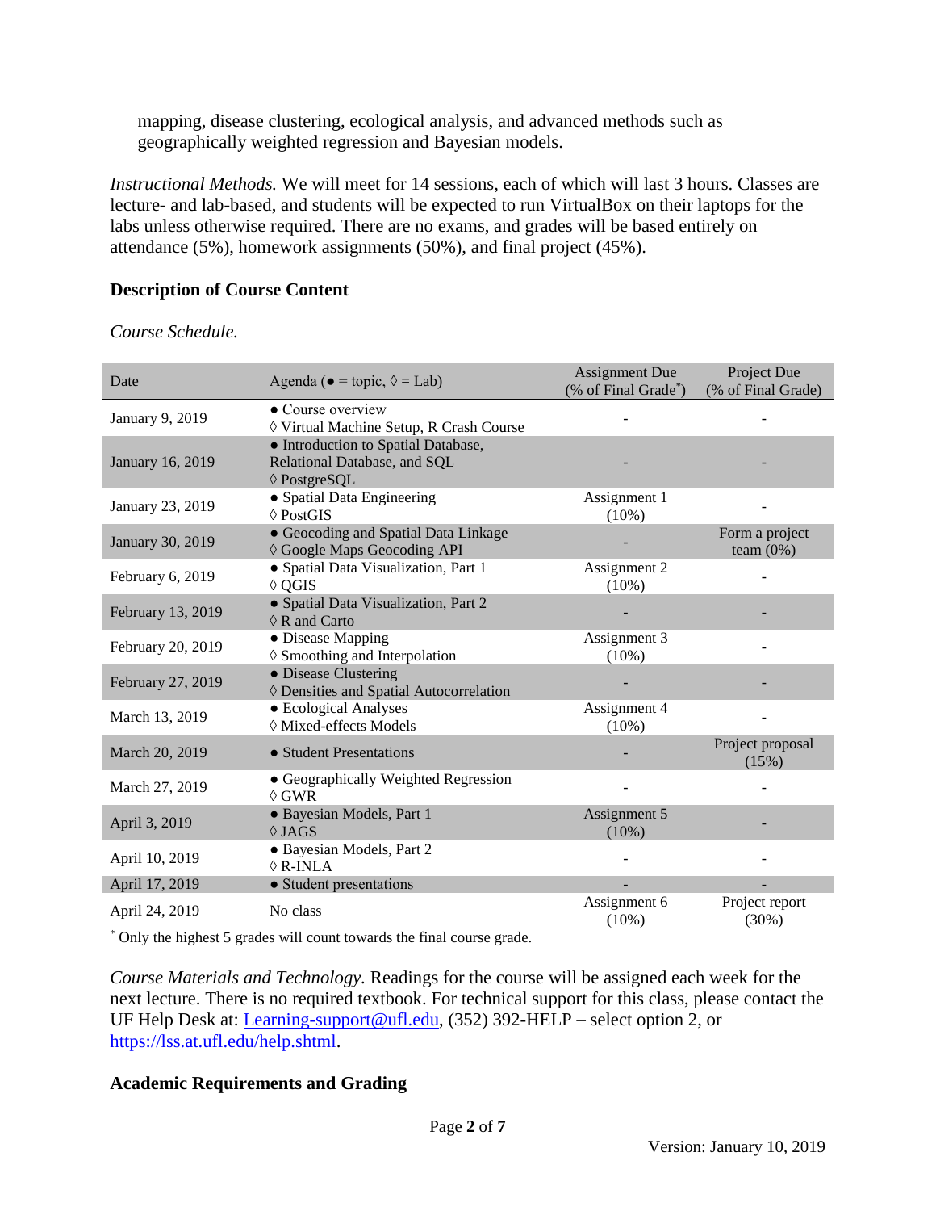mapping, disease clustering, ecological analysis, and advanced methods such as geographically weighted regression and Bayesian models.

*Instructional Methods.* We will meet for 14 sessions, each of which will last 3 hours. Classes are lecture- and lab-based, and students will be expected to run VirtualBox on their laptops for the labs unless otherwise required. There are no exams, and grades will be based entirely on attendance (5%), homework assignments (50%), and final project (45%).

## Description of Course Content

*Course Schedule.*

| Date | Agenda (● = topic, ◊ = Lab) | Assignment Due (% of Final Grade*) | Project Due (% of Final Grade) |
|---|---|---|---|
| January 9, 2019 | ● Course overview<br>◊ Virtual Machine Setup, R Crash Course | - | - |
| January 16, 2019 | ● Introduction to Spatial Database, Relational Database, and SQL<br>◊ PostgreSQL | - | - |
| January 23, 2019 | ● Spatial Data Engineering<br>◊ PostGIS | Assignment 1 (10%) | - |
| January 30, 2019 | ● Geocoding and Spatial Data Linkage<br>◊ Google Maps Geocoding API | - | Form a project team (0%) |
| February 6, 2019 | ● Spatial Data Visualization, Part 1<br>◊ QGIS | Assignment 2 (10%) | - |
| February 13, 2019 | ● Spatial Data Visualization, Part 2<br>◊ R and Carto | - | - |
| February 20, 2019 | ● Disease Mapping<br>◊ Smoothing and Interpolation | Assignment 3 (10%) | - |
| February 27, 2019 | ● Disease Clustering<br>◊ Densities and Spatial Autocorrelation | - | - |
| March 13, 2019 | ● Ecological Analyses<br>◊ Mixed-effects Models | Assignment 4 (10%) | - |
| March 20, 2019 | ● Student Presentations | - | Project proposal (15%) |
| March 27, 2019 | ● Geographically Weighted Regression<br>◊ GWR | - | - |
| April 3, 2019 | ● Bayesian Models, Part 1<br>◊ JAGS | Assignment 5 (10%) | - |
| April 10, 2019 | ● Bayesian Models, Part 2<br>◊ R-INLA | - | - |
| April 17, 2019 | ● Student presentations | - | - |
| April 24, 2019 | No class | Assignment 6 (10%) | Project report (30%) |

\* Only the highest 5 grades will count towards the final course grade.

*Course Materials and Technology.* Readings for the course will be assigned each week for the next lecture. There is no required textbook. For technical support for this class, please contact the UF Help Desk at: Learning-support@ufl.edu, (352) 392-HELP – select option 2, or https://lss.at.ufl.edu/help.shtml.

## Academic Requirements and Grading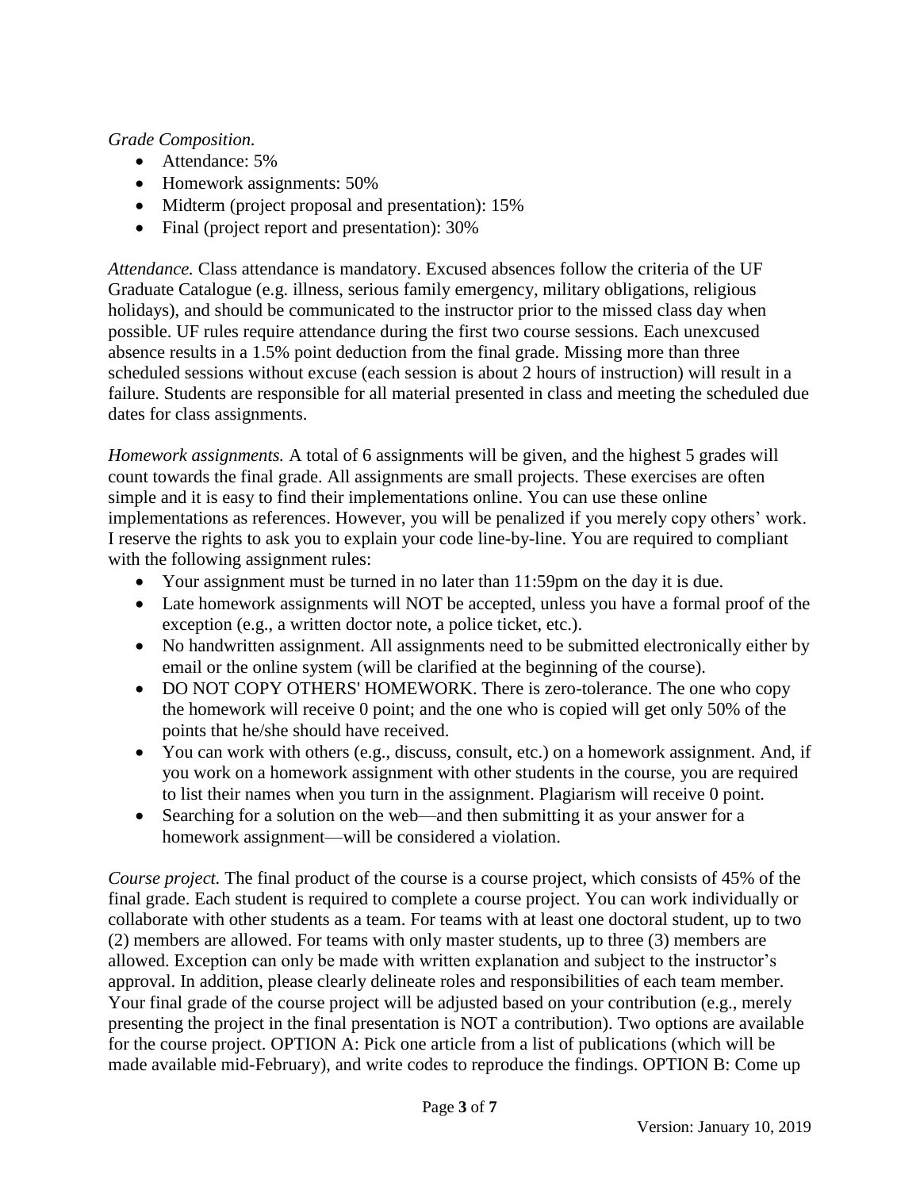*Grade Composition.*

- Attendance: 5%
- Homework assignments: 50%
- Midterm (project proposal and presentation): 15%
- Final (project report and presentation): 30%

*Attendance.* Class attendance is mandatory. Excused absences follow the criteria of the UF Graduate Catalogue (e.g. illness, serious family emergency, military obligations, religious holidays), and should be communicated to the instructor prior to the missed class day when possible. UF rules require attendance during the first two course sessions. Each unexcused absence results in a 1.5% point deduction from the final grade. Missing more than three scheduled sessions without excuse (each session is about 2 hours of instruction) will result in a failure. Students are responsible for all material presented in class and meeting the scheduled due dates for class assignments.

*Homework assignments.* A total of 6 assignments will be given, and the highest 5 grades will count towards the final grade. All assignments are small projects. These exercises are often simple and it is easy to find their implementations online. You can use these online implementations as references. However, you will be penalized if you merely copy others' work. I reserve the rights to ask you to explain your code line-by-line. You are required to compliant with the following assignment rules:

- Your assignment must be turned in no later than 11:59pm on the day it is due.
- Late homework assignments will NOT be accepted, unless you have a formal proof of the exception (e.g., a written doctor note, a police ticket, etc.).
- No handwritten assignment. All assignments need to be submitted electronically either by email or the online system (will be clarified at the beginning of the course).
- DO NOT COPY OTHERS' HOMEWORK. There is zero-tolerance. The one who copy the homework will receive 0 point; and the one who is copied will get only 50% of the points that he/she should have received.
- You can work with others (e.g., discuss, consult, etc.) on a homework assignment. And, if you work on a homework assignment with other students in the course, you are required to list their names when you turn in the assignment. Plagiarism will receive 0 point.
- Searching for a solution on the web—and then submitting it as your answer for a homework assignment—will be considered a violation.

*Course project.* The final product of the course is a course project, which consists of 45% of the final grade. Each student is required to complete a course project. You can work individually or collaborate with other students as a team. For teams with at least one doctoral student, up to two (2) members are allowed. For teams with only master students, up to three (3) members are allowed. Exception can only be made with written explanation and subject to the instructor's approval. In addition, please clearly delineate roles and responsibilities of each team member. Your final grade of the course project will be adjusted based on your contribution (e.g., merely presenting the project in the final presentation is NOT a contribution). Two options are available for the course project. OPTION A: Pick one article from a list of publications (which will be made available mid-February), and write codes to reproduce the findings. OPTION B: Come up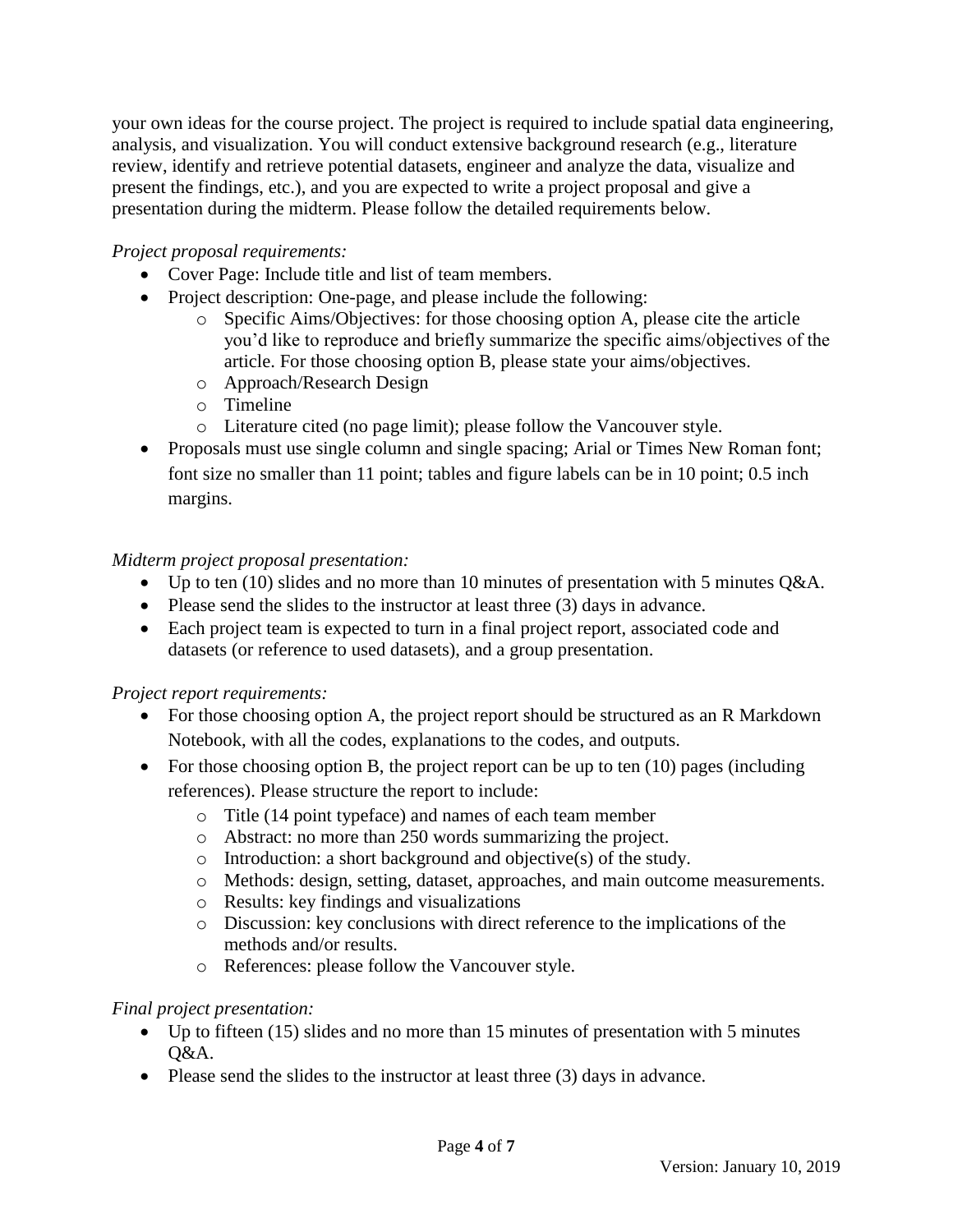your own ideas for the course project. The project is required to include spatial data engineering, analysis, and visualization. You will conduct extensive background research (e.g., literature review, identify and retrieve potential datasets, engineer and analyze the data, visualize and present the findings, etc.), and you are expected to write a project proposal and give a presentation during the midterm. Please follow the detailed requirements below.

*Project proposal requirements:*

- Cover Page: Include title and list of team members.
- Project description: One-page, and please include the following:
    - Specific Aims/Objectives: for those choosing option A, please cite the article you'd like to reproduce and briefly summarize the specific aims/objectives of the article. For those choosing option B, please state your aims/objectives.
    - Approach/Research Design
    - Timeline
    - Literature cited (no page limit); please follow the Vancouver style.
- Proposals must use single column and single spacing; Arial or Times New Roman font; font size no smaller than 11 point; tables and figure labels can be in 10 point; 0.5 inch margins.

*Midterm project proposal presentation:*

- Up to ten (10) slides and no more than 10 minutes of presentation with 5 minutes Q&A.
- Please send the slides to the instructor at least three (3) days in advance.
- Each project team is expected to turn in a final project report, associated code and datasets (or reference to used datasets), and a group presentation.

*Project report requirements:*

- For those choosing option A, the project report should be structured as an R Markdown Notebook, with all the codes, explanations to the codes, and outputs.
- For those choosing option B, the project report can be up to ten (10) pages (including references). Please structure the report to include:
    - Title (14 point typeface) and names of each team member
    - Abstract: no more than 250 words summarizing the project.
    - Introduction: a short background and objective(s) of the study.
    - Methods: design, setting, dataset, approaches, and main outcome measurements.
    - Results: key findings and visualizations
    - Discussion: key conclusions with direct reference to the implications of the methods and/or results.
    - References: please follow the Vancouver style.

*Final project presentation:*

- Up to fifteen (15) slides and no more than 15 minutes of presentation with 5 minutes Q&A.
- Please send the slides to the instructor at least three (3) days in advance.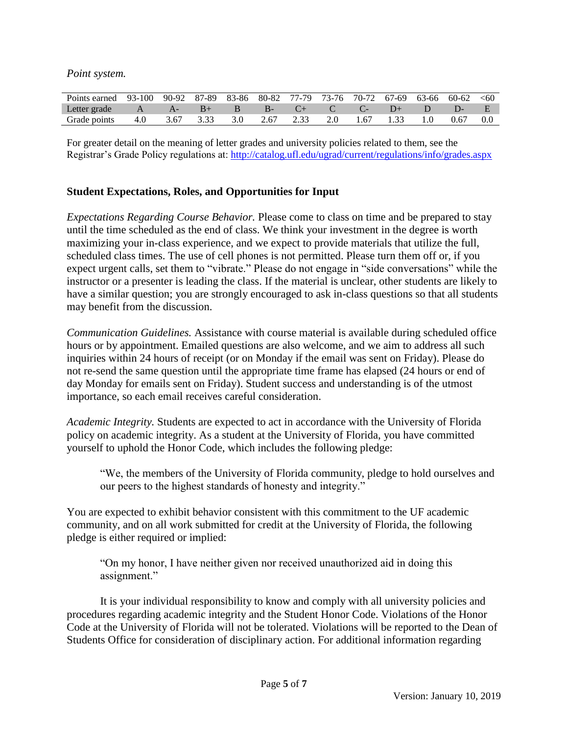*Point system.*

| Points earned | 93-100 | 90-92 | 87-89 | 83-86 | 80-82 | 77-79 | 73-76 | 70-72 | 67-69 | 63-66 | 60-62 | <60 |
|---|---|---|---|---|---|---|---|---|---|---|---|---|
| Letter grade | A | A- | B+ | B | B- | C+ | C | C- | D+ | D | D- | E |
| Grade points | 4.0 | 3.67 | 3.33 | 3.0 | 2.67 | 2.33 | 2.0 | 1.67 | 1.33 | 1.0 | 0.67 | 0.0 |

For greater detail on the meaning of letter grades and university policies related to them, see the Registrar's Grade Policy regulations at: http://catalog.ufl.edu/ugrad/current/regulations/info/grades.aspx

## Student Expectations, Roles, and Opportunities for Input

*Expectations Regarding Course Behavior.* Please come to class on time and be prepared to stay until the time scheduled as the end of class. We think your investment in the degree is worth maximizing your in-class experience, and we expect to provide materials that utilize the full, scheduled class times. The use of cell phones is not permitted. Please turn them off or, if you expect urgent calls, set them to "vibrate." Please do not engage in "side conversations" while the instructor or a presenter is leading the class. If the material is unclear, other students are likely to have a similar question; you are strongly encouraged to ask in-class questions so that all students may benefit from the discussion.

*Communication Guidelines.* Assistance with course material is available during scheduled office hours or by appointment. Emailed questions are also welcome, and we aim to address all such inquiries within 24 hours of receipt (or on Monday if the email was sent on Friday). Please do not re-send the same question until the appropriate time frame has elapsed (24 hours or end of day Monday for emails sent on Friday). Student success and understanding is of the utmost importance, so each email receives careful consideration.

*Academic Integrity.* Students are expected to act in accordance with the University of Florida policy on academic integrity. As a student at the University of Florida, you have committed yourself to uphold the Honor Code, which includes the following pledge:

> "We, the members of the University of Florida community, pledge to hold ourselves and our peers to the highest standards of honesty and integrity."

You are expected to exhibit behavior consistent with this commitment to the UF academic community, and on all work submitted for credit at the University of Florida, the following pledge is either required or implied:

> "On my honor, I have neither given nor received unauthorized aid in doing this assignment."

It is your individual responsibility to know and comply with all university policies and procedures regarding academic integrity and the Student Honor Code. Violations of the Honor Code at the University of Florida will not be tolerated. Violations will be reported to the Dean of Students Office for consideration of disciplinary action. For additional information regarding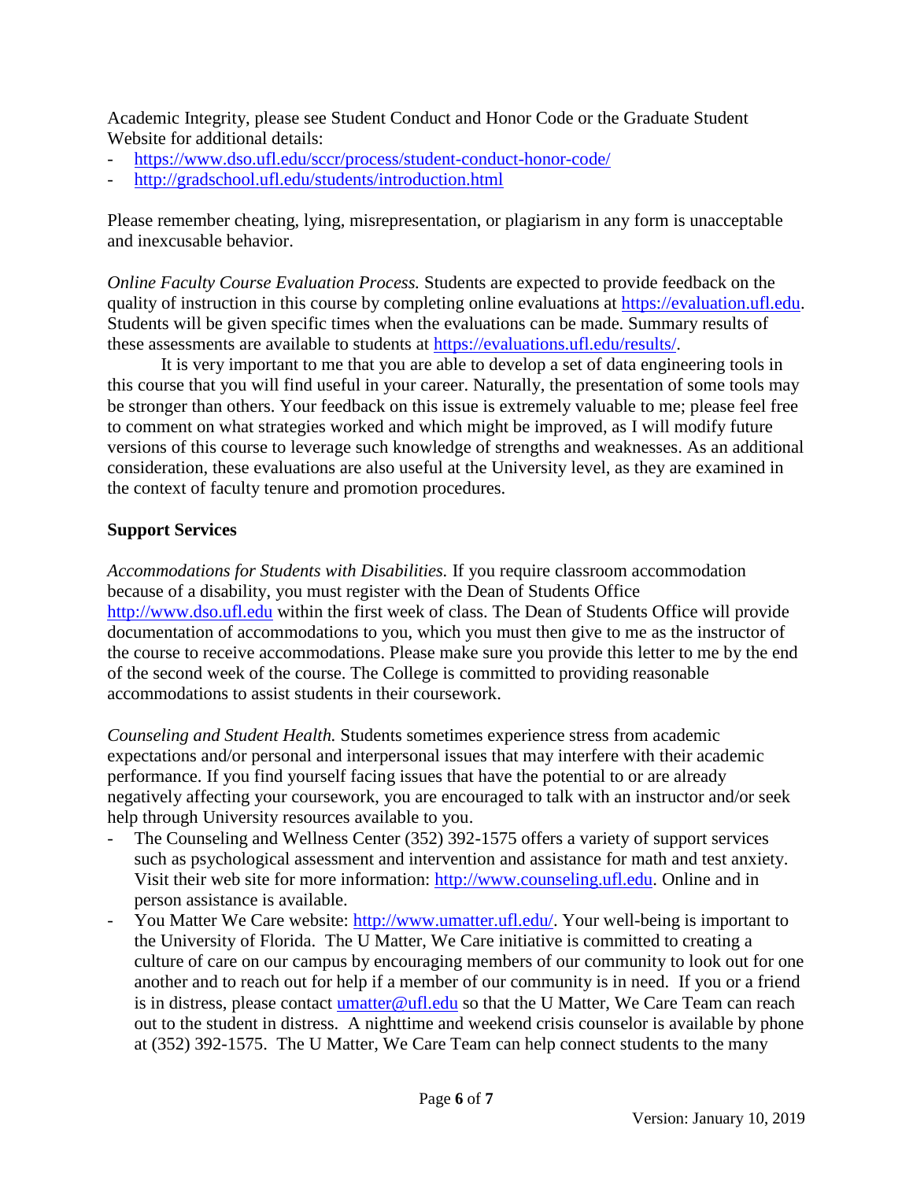Academic Integrity, please see Student Conduct and Honor Code or the Graduate Student Website for additional details:

- https://www.dso.ufl.edu/sccr/process/student-conduct-honor-code/
- http://gradschool.ufl.edu/students/introduction.html

Please remember cheating, lying, misrepresentation, or plagiarism in any form is unacceptable and inexcusable behavior.

*Online Faculty Course Evaluation Process.* Students are expected to provide feedback on the quality of instruction in this course by completing online evaluations at https://evaluation.ufl.edu. Students will be given specific times when the evaluations can be made. Summary results of these assessments are available to students at https://evaluations.ufl.edu/results/.

It is very important to me that you are able to develop a set of data engineering tools in this course that you will find useful in your career. Naturally, the presentation of some tools may be stronger than others. Your feedback on this issue is extremely valuable to me; please feel free to comment on what strategies worked and which might be improved, as I will modify future versions of this course to leverage such knowledge of strengths and weaknesses. As an additional consideration, these evaluations are also useful at the University level, as they are examined in the context of faculty tenure and promotion procedures.

**Support Services**

*Accommodations for Students with Disabilities.* If you require classroom accommodation because of a disability, you must register with the Dean of Students Office http://www.dso.ufl.edu within the first week of class. The Dean of Students Office will provide documentation of accommodations to you, which you must then give to me as the instructor of the course to receive accommodations. Please make sure you provide this letter to me by the end of the second week of the course. The College is committed to providing reasonable accommodations to assist students in their coursework.

*Counseling and Student Health.* Students sometimes experience stress from academic expectations and/or personal and interpersonal issues that may interfere with their academic performance. If you find yourself facing issues that have the potential to or are already negatively affecting your coursework, you are encouraged to talk with an instructor and/or seek help through University resources available to you.

- The Counseling and Wellness Center (352) 392-1575 offers a variety of support services such as psychological assessment and intervention and assistance for math and test anxiety. Visit their web site for more information: http://www.counseling.ufl.edu. Online and in person assistance is available.
- You Matter We Care website: http://www.umatter.ufl.edu/. Your well-being is important to the University of Florida. The U Matter, We Care initiative is committed to creating a culture of care on our campus by encouraging members of our community to look out for one another and to reach out for help if a member of our community is in need. If you or a friend is in distress, please contact umatter@ufl.edu so that the U Matter, We Care Team can reach out to the student in distress. A nighttime and weekend crisis counselor is available by phone at (352) 392-1575. The U Matter, We Care Team can help connect students to the many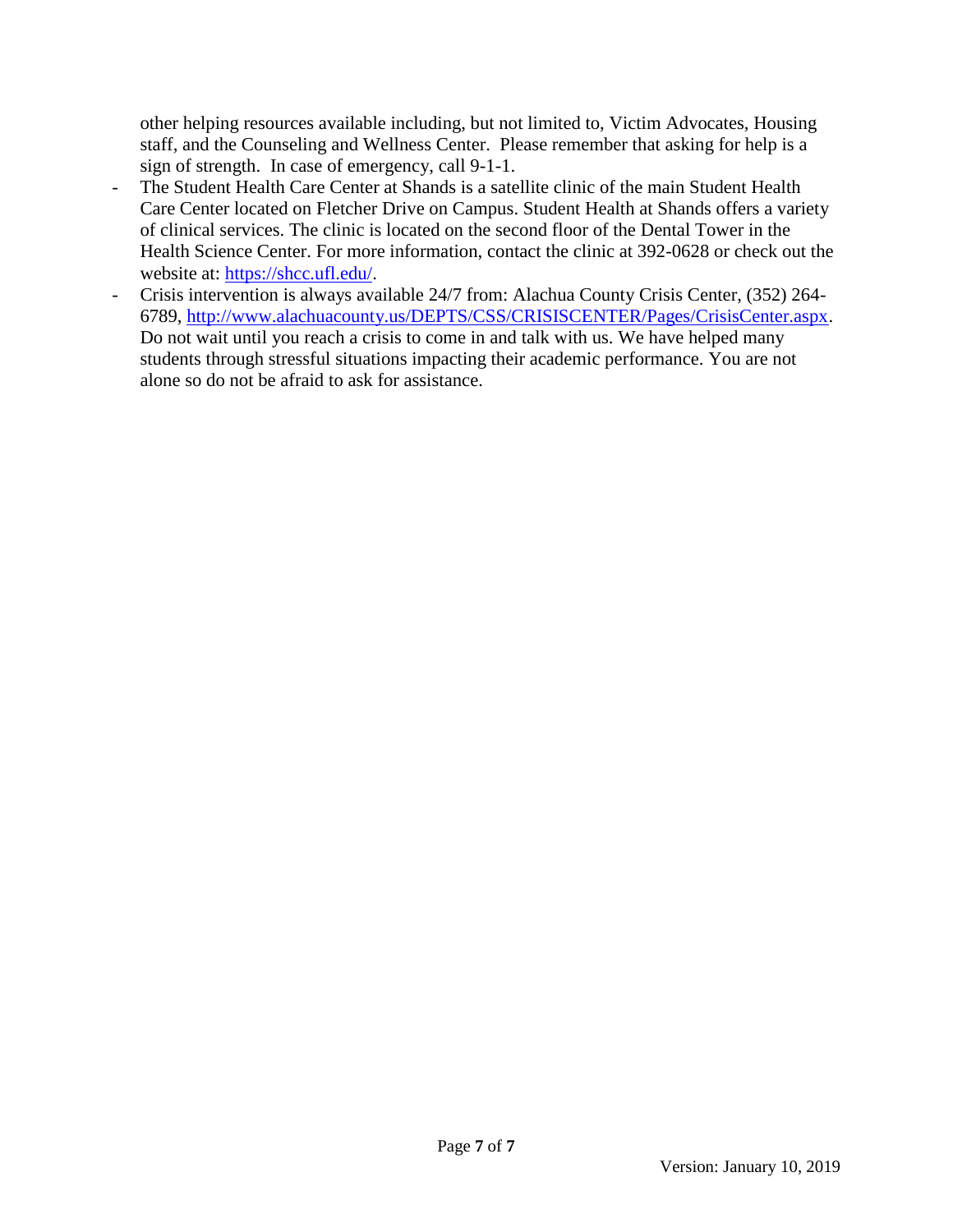other helping resources available including, but not limited to, Victim Advocates, Housing staff, and the Counseling and Wellness Center. Please remember that asking for help is a sign of strength. In case of emergency, call 9-1-1.

- The Student Health Care Center at Shands is a satellite clinic of the main Student Health Care Center located on Fletcher Drive on Campus. Student Health at Shands offers a variety of clinical services. The clinic is located on the second floor of the Dental Tower in the Health Science Center. For more information, contact the clinic at 392-0628 or check out the website at: https://shcc.ufl.edu/.
- Crisis intervention is always available 24/7 from: Alachua County Crisis Center, (352) 264-6789, http://www.alachuacounty.us/DEPTS/CSS/CRISISCENTER/Pages/CrisisCenter.aspx. Do not wait until you reach a crisis to come in and talk with us. We have helped many students through stressful situations impacting their academic performance. You are not alone so do not be afraid to ask for assistance.

Version: January 10, 2019